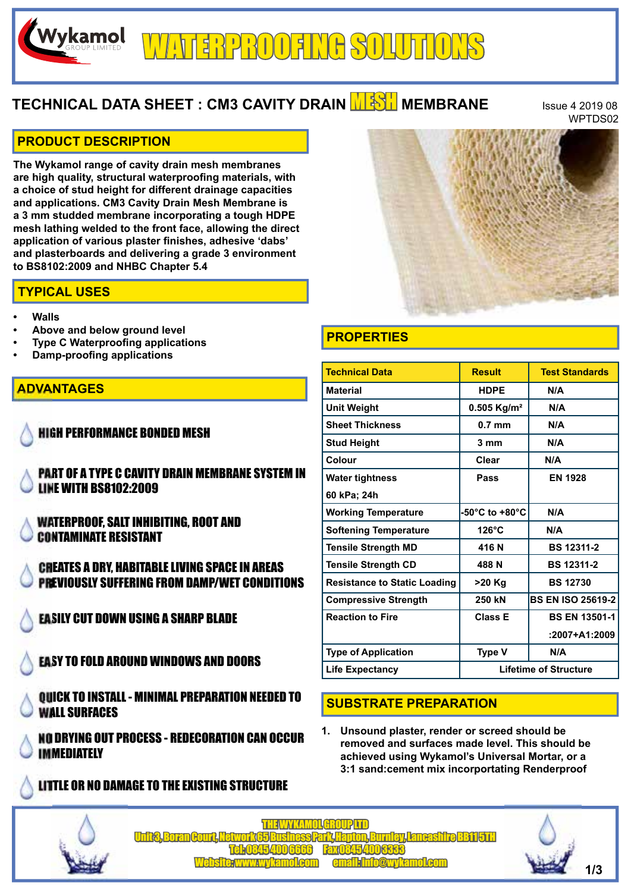# Wykamol GROUP LIMITED — WATERPROOFING SOLUTIONS

## TECHNICAL DATA SHEET : CM3 CAVITY DRAIN MESH MEMBRANE

Issue 4 2019 08
WPTDS02

## PRODUCT DESCRIPTION

The Wykamol range of cavity drain mesh membranes are high quality, structural waterproofing materials, with a choice of stud height for different drainage capacities and applications. CM3 Cavity Drain Mesh Membrane is a 3 mm studded membrane incorporating a tough HDPE mesh lathing welded to the front face, allowing the direct application of various plaster finishes, adhesive 'dabs' and plasterboards and delivering a grade 3 environment to BS8102:2009 and NHBC Chapter 5.4

## TYPICAL USES

- Walls
- Above and below ground level
- Type C Waterproofing applications
- Damp-proofing applications

## ADVANTAGES

- HIGH PERFORMANCE BONDED MESH
- PART OF A TYPE C CAVITY DRAIN MEMBRANE SYSTEM IN LINE WITH BS8102:2009
- WATERPROOF, SALT INHIBITING, ROOT AND CONTAMINATE RESISTANT
- CREATES A DRY, HABITABLE LIVING SPACE IN AREAS PREVIOUSLY SUFFERING FROM DAMP/WET CONDITIONS
- EASILY CUT DOWN USING A SHARP BLADE
- EASY TO FOLD AROUND WINDOWS AND DOORS
- QUICK TO INSTALL - MINIMAL PREPARATION NEEDED TO WALL SURFACES
- NO DRYING OUT PROCESS - REDECORATION CAN OCCUR IMMEDIATELY
- LITTLE OR NO DAMAGE TO THE EXISTING STRUCTURE

## PROPERTIES

| Technical Data | Result | Test Standards |
|---|---|---|
| Material | HDPE | N/A |
| Unit Weight | 0.505 Kg/m² | N/A |
| Sheet Thickness | 0.7 mm | N/A |
| Stud Height | 3 mm | N/A |
| Colour | Clear | N/A |
| Water tightness 60 kPa; 24h | Pass | EN 1928 |
| Working Temperature | -50°C to +80°C | N/A |
| Softening Temperature | 126°C | N/A |
| Tensile Strength MD | 416 N | BS 12311-2 |
| Tensile Strength CD | 488 N | BS 12311-2 |
| Resistance to Static Loading | >20 Kg | BS 12730 |
| Compressive Strength | 250 kN | BS EN ISO 25619-2 |
| Reaction to Fire | Class E | BS EN 13501-1 :2007+A1:2009 |
| Type of Application | Type V | N/A |
| Life Expectancy | Lifetime of Structure | |

## SUBSTRATE PREPARATION

1. Unsound plaster, render or screed should be removed and surfaces made level. This should be achieved using Wykamol's Universal Mortar, or a 3:1 sand:cement mix incorportating Renderproof

THE WYKAMOL GROUP LTD
Unit 3, Boran Court, Network 65 Business Park, Hapton, Burnley, Lancashire BB11 5TH
Tel: 0845 400 6666 Fax 0845 400 3333
Website: www.wykamol.com email: info@wykamol.com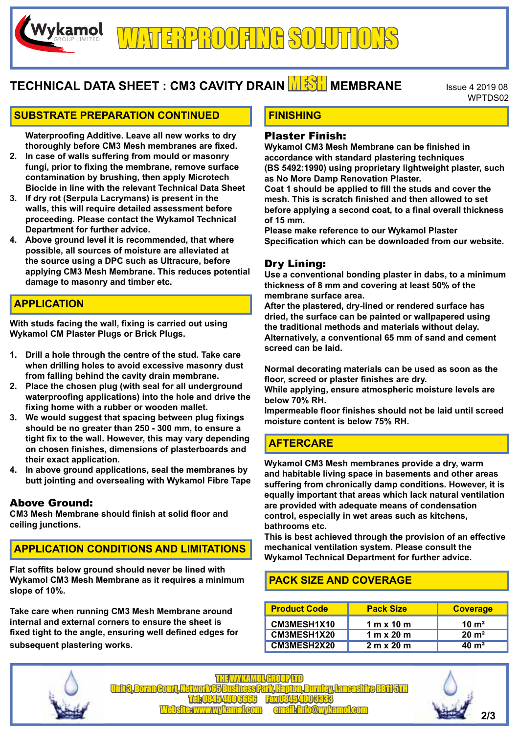# TECHNICAL DATA SHEET : CM3 CAVITY DRAIN MESH MEMBRANE

Issue 4 2019 08
WPTDS02

## SUBSTRATE PREPARATION CONTINUED

Waterproofing Additive. Leave all new works to dry thoroughly before CM3 Mesh membranes are fixed.

2. In case of walls suffering from mould or masonry fungi, prior to fixing the membrane, remove surface contamination by brushing, then apply Microtech Biocide in line with the relevant Technical Data Sheet
3. If dry rot (Serpula Lacrymans) is present in the walls, this will require detailed assessment before proceeding. Please contact the Wykamol Technical Department for further advice.
4. Above ground level it is recommended, that where possible, all sources of moisture are alleviated at the source using a DPC such as Ultracure, before applying CM3 Mesh Membrane. This reduces potential damage to masonry and timber etc.

## APPLICATION

With studs facing the wall, fixing is carried out using Wykamol CM Plaster Plugs or Brick Plugs.

1. Drill a hole through the centre of the stud. Take care when drilling holes to avoid excessive masonry dust from falling behind the cavity drain membrane.
2. Place the chosen plug (with seal for all underground waterproofing applications) into the hole and drive the fixing home with a rubber or wooden mallet.
3. We would suggest that spacing between plug fixings should be no greater than 250 - 300 mm, to ensure a tight fix to the wall. However, this may vary depending on chosen finishes, dimensions of plasterboards and their exact application.
4. In above ground applications, seal the membranes by butt jointing and oversealing with Wykamol Fibre Tape

### Above Ground:

CM3 Mesh Membrane should finish at solid floor and ceiling junctions.

## APPLICATION CONDITIONS AND LIMITATIONS

Flat soffits below ground should never be lined with Wykamol CM3 Mesh Membrane as it requires a minimum slope of 10%.

Take care when running CM3 Mesh Membrane around internal and external corners to ensure the sheet is fixed tight to the angle, ensuring well defined edges for subsequent plastering works.

## FINISHING

### Plaster Finish:

Wykamol CM3 Mesh Membrane can be finished in accordance with standard plastering techniques (BS 5492:1990) using proprietary lightweight plaster, such as No More Damp Renovation Plaster.
Coat 1 should be applied to fill the studs and cover the mesh. This is scratch finished and then allowed to set before applying a second coat, to a final overall thickness of 15 mm.
Please make reference to our Wykamol Plaster Specification which can be downloaded from our website.

### Dry Lining:

Use a conventional bonding plaster in dabs, to a minimum thickness of 8 mm and covering at least 50% of the membrane surface area.
After the plastered, dry-lined or rendered surface has dried, the surface can be painted or wallpapered using the traditional methods and materials without delay.
Alternatively, a conventional 65 mm of sand and cement screed can be laid.

Normal decorating materials can be used as soon as the floor, screed or plaster finishes are dry.
While applying, ensure atmospheric moisture levels are below 70% RH.
Impermeable floor finishes should not be laid until screed moisture content is below 75% RH.

## AFTERCARE

Wykamol CM3 Mesh membranes provide a dry, warm and habitable living space in basements and other areas suffering from chronically damp conditions. However, it is equally important that areas which lack natural ventilation are provided with adequate means of condensation control, especially in wet areas such as kitchens, bathrooms etc.
This is best achieved through the provision of an effective mechanical ventilation system. Please consult the Wykamol Technical Department for further advice.

## PACK SIZE AND COVERAGE

| Product Code | Pack Size | Coverage |
|---|---|---|
| CM3MESH1X10 | 1 m x 10 m | 10 m² |
| CM3MESH1X20 | 1 m x 20 m | 20 m² |
| CM3MESH2X20 | 2 m x 20 m | 40 m² |

THE WYKAMOL GROUP LTD
Unit 3, Boran Court, Network 65 Business Park, Hapton, Burnley, Lancashire BB11 5TH
Tel: 0845 400 6666 Fax 0845 400 3333
Website: www.wykamol.com email: info@wykamol.com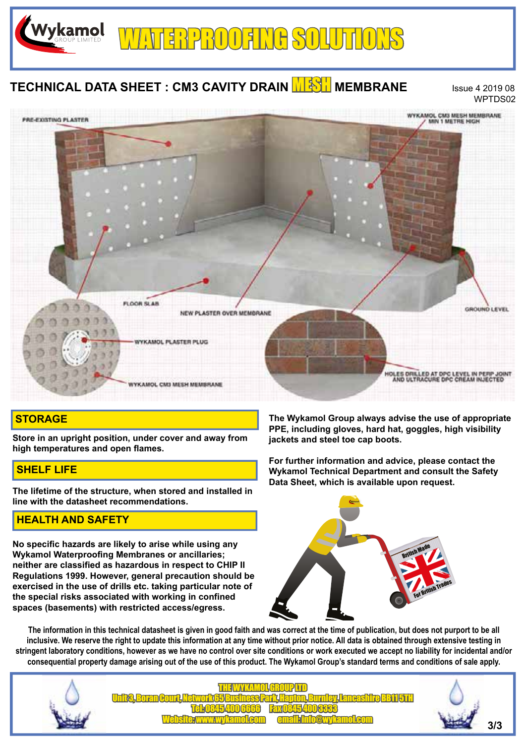# Wykamol GROUP LIMITED — WATERPROOFING SOLUTIONS

## TECHNICAL DATA SHEET : CM3 CAVITY DRAIN MESH MEMBRANE

Issue 4 2019 08
WPTDS02

PRE-EXISTING PLASTER

WYKAMOL CM3 MESH MEMBRANE MIN 1 METRE HIGH

FLOOR SLAB

NEW PLASTER OVER MEMBRANE

GROUND LEVEL

WYKAMOL PLASTER PLUG

WYKAMOL CM3 MESH MEMBRANE

HOLES DRILLED AT DPC LEVEL IN PERP JOINT AND ULTRACURE DPC CREAM INJECTED

## STORAGE

Store in an upright position, under cover and away from high temperatures and open flames.

## SHELF LIFE

The lifetime of the structure, when stored and installed in line with the datasheet recommendations.

## HEALTH AND SAFETY

No specific hazards are likely to arise while using any Wykamol Waterproofing Membranes or ancillaries; neither are classified as hazardous in respect to CHIP II Regulations 1999. However, general precaution should be exercised in the use of drills etc. taking particular note of the special risks associated with working in confined spaces (basements) with restricted access/egress.

**The Wykamol Group always advise the use of appropriate PPE, including gloves, hard hat, goggles, high visibility jackets and steel toe cap boots.**

**For further information and advice, please contact the Wykamol Technical Department and consult the Safety Data Sheet, which is available upon request.**

British Made For British Trades

The information in this technical datasheet is given in good faith and was correct at the time of publication, but does not purport to be all inclusive. We reserve the right to update this information at any time without prior notice. All data is obtained through extensive testing in stringent laboratory conditions, however as we have no control over site conditions or work executed we accept no liability for incidental and/or consequential property damage arising out of the use of this product. The Wykamol Group's standard terms and conditions of sale apply.

THE WYKAMOL GROUP LTD
Unit 3, Boran Court, Network 65 Business Park, Hapton, Burnley, Lancashire BB11 5TH
Tel: 0845 400 6666 Fax 0845 400 3333
Website: www.wykamol.com email: info@wykamol.com